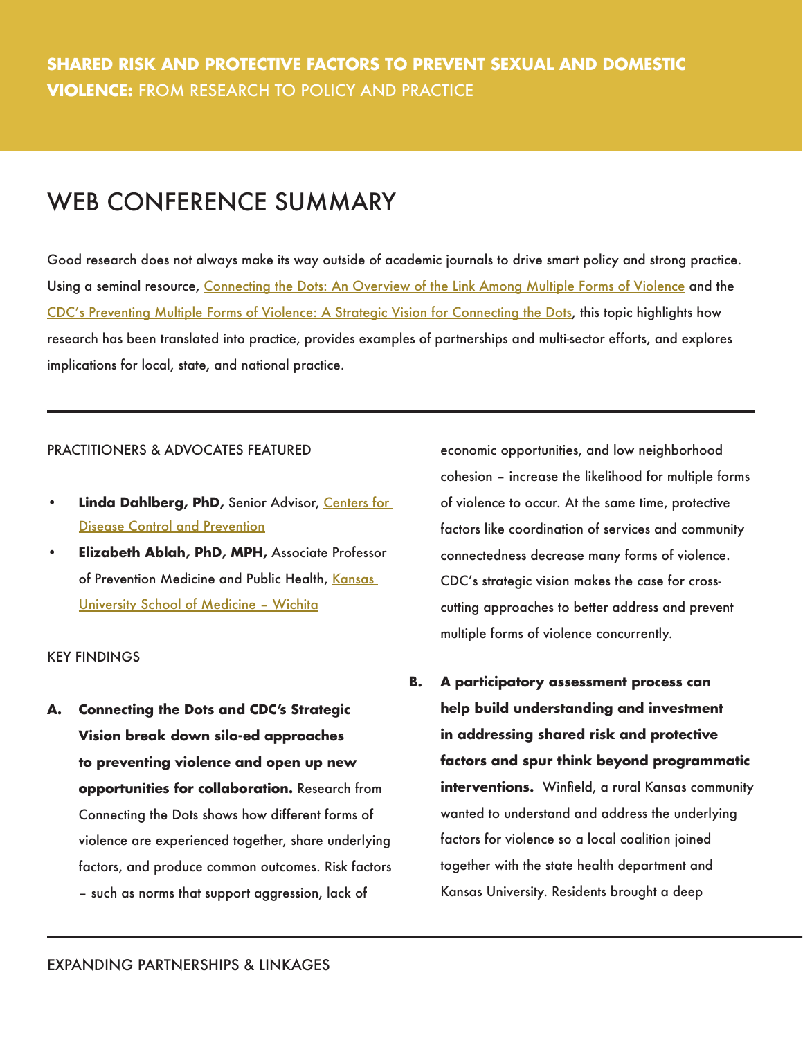**SHARED RISK AND PROTECTIVE FACTORS TO PREVENT SEXUAL AND DOMESTIC VIOLENCE:** FROM RESEARCH TO POLICY AND PRACTICE

# WEB CONFERENCE SUMMARY

Good research does not always make its way outside of academic journals to drive smart policy and strong practice. Using a seminal resource, Connecting the Dots: An Overview of the Link Among Multiple Forms of Violence and the CDC's Preventing Multiple Forms of Violence: A Strategic Vision for Connecting the Dots, this topic highlights how research has been translated into practice, provides examples of partnerships and multi-sector efforts, and explores implications for local, state, and national practice.

## PRACTITIONERS & ADVOCATES FEATURED

- **Linda Dahlberg, PhD,** Senior Advisor, Centers for Disease Control and Prevention
- **Elizabeth Ablah, PhD, MPH,** Associate Professor of Prevention Medicine and Public Health, Kansas University School of Medicine – Wichita

## KEY FINDINGS

**A. Connecting the Dots and CDC's Strategic Vision break down silo-ed approaches to preventing violence and open up new opportunities for collaboration.** Research from Connecting the Dots shows how different forms of violence are experienced together, share underlying factors, and produce common outcomes. Risk factors – such as norms that support aggression, lack of economic opportunities, and low neighborhood cohesion – increase the likelihood for multiple forms of violence to occur. At the same time, protective factors like coordination of services and community connectedness decrease many forms of violence. CDC's strategic vision makes the case for cross-cutting approaches to better address and prevent multiple forms of violence concurrently.

**B. A participatory assessment process can help build understanding and investment in addressing shared risk and protective factors and spur think beyond programmatic interventions.** Winfield, a rural Kansas community wanted to understand and address the underlying factors for violence so a local coalition joined together with the state health department and Kansas University. Residents brought a deep

EXPANDING PARTNERSHIPS & LINKAGES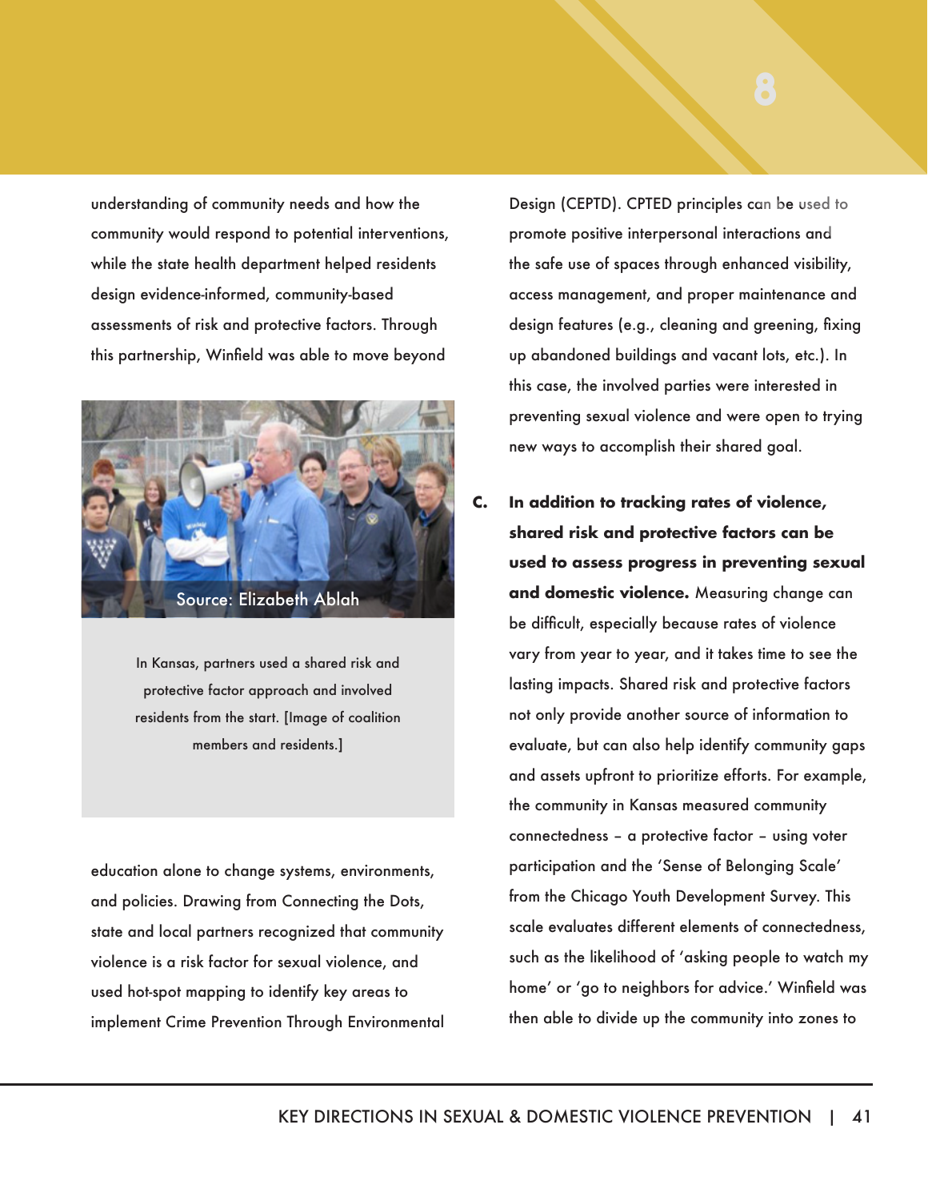understanding of community needs and how the community would respond to potential interventions, while the state health department helped residents design evidence-informed, community-based assessments of risk and protective factors. Through this partnership, Winfield was able to move beyond education alone to change systems, environments, and policies. Drawing from Connecting the Dots, state and local partners recognized that community violence is a risk factor for sexual violence, and used hot-spot mapping to identify key areas to implement Crime Prevention Through Environmental Design (CEPTD). CPTED principles can be used to promote positive interpersonal interactions and the safe use of spaces through enhanced visibility, access management, and proper maintenance and design features (e.g., cleaning and greening, fixing up abandoned buildings and vacant lots, etc.). In this case, the involved parties were interested in preventing sexual violence and were open to trying new ways to accomplish their shared goal.

Source: Elizabeth Ablah

In Kansas, partners used a shared risk and protective factor approach and involved residents from the start. [Image of coalition members and residents.]

C. **In addition to tracking rates of violence, shared risk and protective factors can be used to assess progress in preventing sexual and domestic violence.** Measuring change can be difficult, especially because rates of violence vary from year to year, and it takes time to see the lasting impacts. Shared risk and protective factors not only provide another source of information to evaluate, but can also help identify community gaps and assets upfront to prioritize efforts. For example, the community in Kansas measured community connectedness – a protective factor – using voter participation and the 'Sense of Belonging Scale' from the Chicago Youth Development Survey. This scale evaluates different elements of connectedness, such as the likelihood of 'asking people to watch my home' or 'go to neighbors for advice.' Winfield was then able to divide up the community into zones to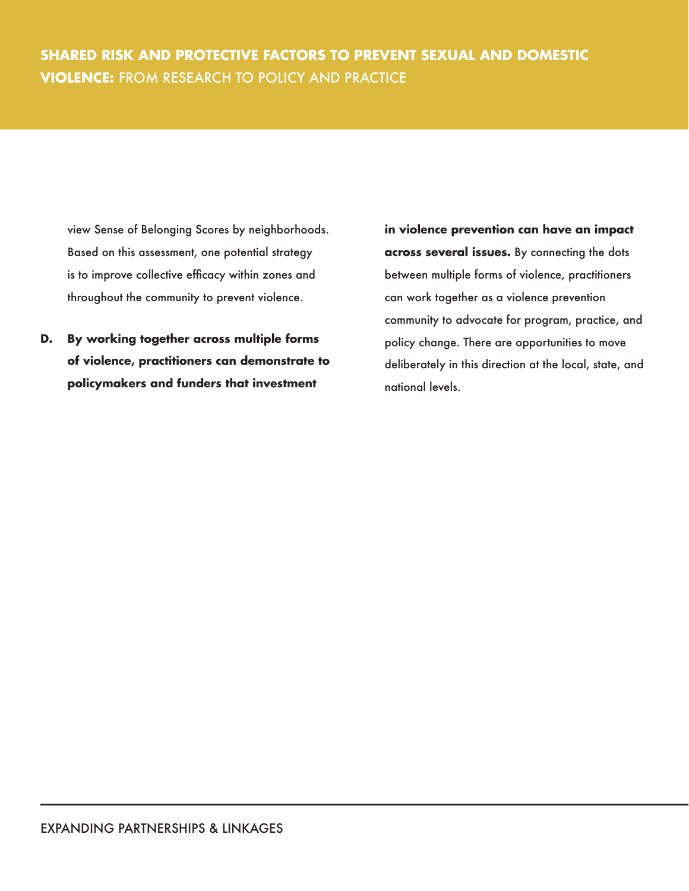view Sense of Belonging Scores by neighborhoods. Based on this assessment, one potential strategy is to improve collective efficacy within zones and throughout the community to prevent violence.

D. **By working together across multiple forms of violence, practitioners can demonstrate to policymakers and funders that investment in violence prevention can have an impact across several issues.** By connecting the dots between multiple forms of violence, practitioners can work together as a violence prevention community to advocate for program, practice, and policy change. There are opportunities to move deliberately in this direction at the local, state, and national levels.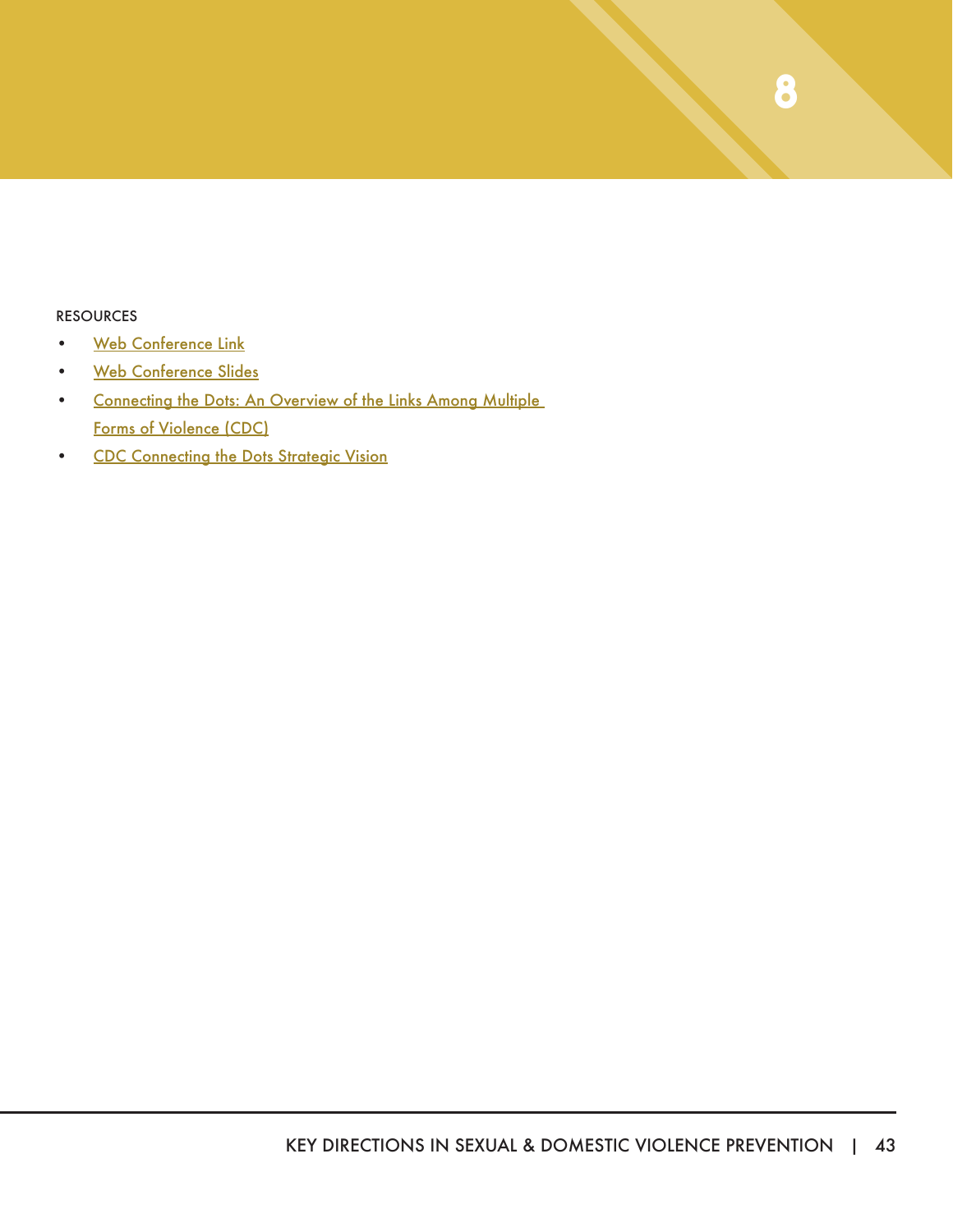RESOURCES

- Web Conference Link
- Web Conference Slides
- Connecting the Dots: An Overview of the Links Among Multiple Forms of Violence (CDC)
- CDC Connecting the Dots Strategic Vision